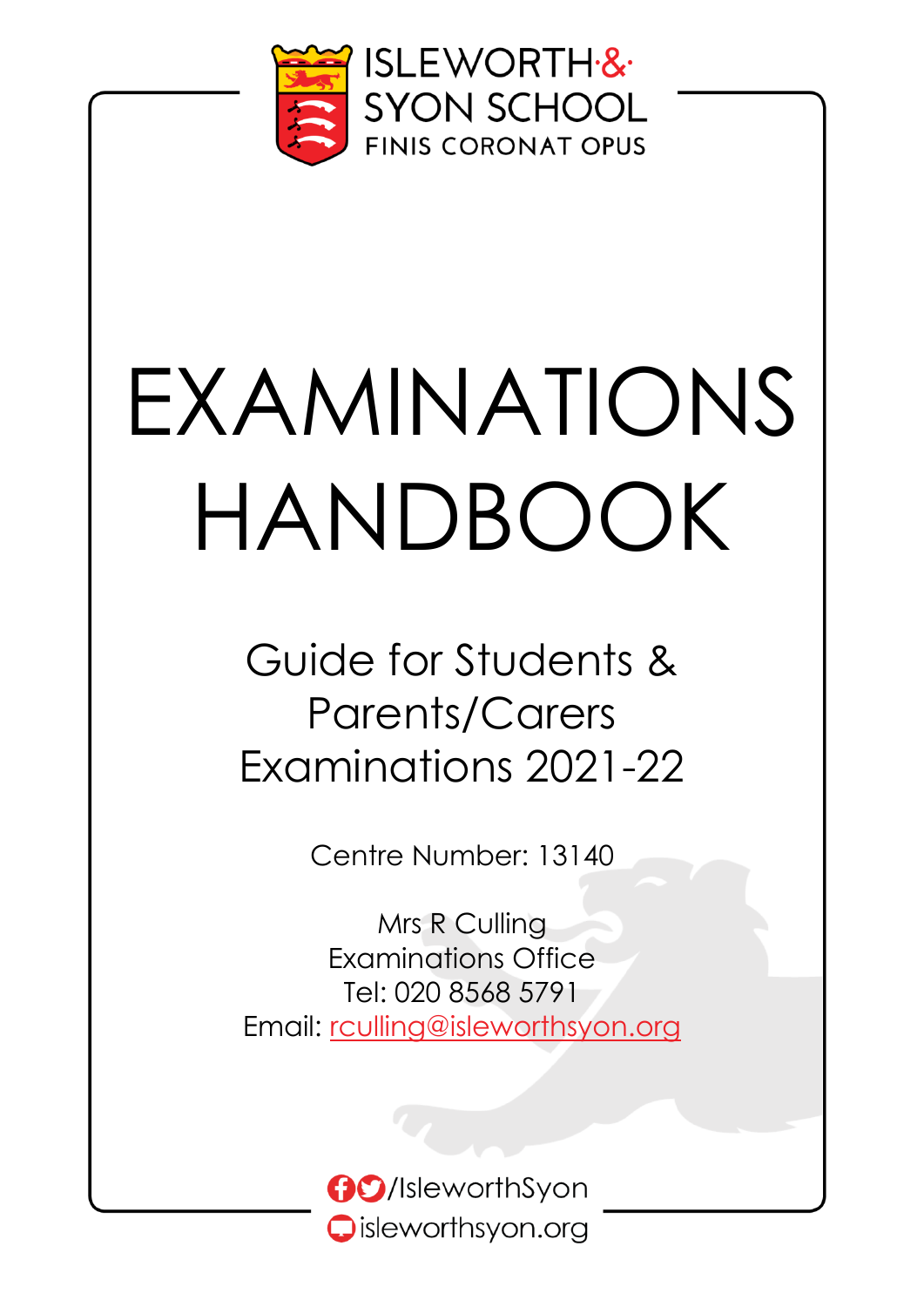ISLEWORTH & SYON SCHOOL

FINIS CORONAT OPUS

# EXAMINATIONS HANDBOOK

## Guide for Students & Parents/Carers Examinations 2021-22

Centre Number: 13140

Mrs R Culling
Examinations Office
Tel: 020 8568 5791
Email: rculling@isleworthsyon.org

/IsleworthSyon
isleworthsyon.org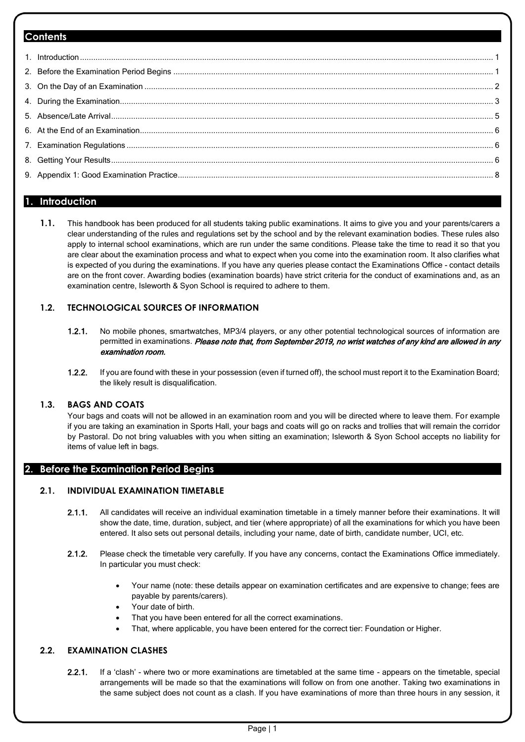## Contents

1. Introduction ........................................................................ 1
2. Before the Examination Period Begins ........................................................................ 1
3. On the Day of an Examination ........................................................................ 2
4. During the Examination ........................................................................ 3
5. Absence/Late Arrival ........................................................................ 5
6. At the End of an Examination ........................................................................ 6
7. Examination Regulations ........................................................................ 6
8. Getting Your Results ........................................................................ 6
9. Appendix 1: Good Examination Practice ........................................................................ 8

## 1. Introduction

**1.1.** This handbook has been produced for all students taking public examinations. It aims to give you and your parents/carers a clear understanding of the rules and regulations set by the school and by the relevant examination bodies. These rules also apply to internal school examinations, which are run under the same conditions. Please take the time to read it so that you are clear about the examination process and what to expect when you come into the examination room. It also clarifies what is expected of you during the examinations. If you have any queries please contact the Examinations Office - contact details are on the front cover. Awarding bodies (examination boards) have strict criteria for the conduct of examinations and, as an examination centre, Isleworth & Syon School is required to adhere to them.

### 1.2. TECHNOLOGICAL SOURCES OF INFORMATION

**1.2.1.** No mobile phones, smartwatches, MP3/4 players, or any other potential technological sources of information are permitted in examinations. ***Please note that, from September 2019, no wrist watches of any kind are allowed in any examination room.***

**1.2.2.** If you are found with these in your possession (even if turned off), the school must report it to the Examination Board; the likely result is disqualification.

### 1.3. BAGS AND COATS

Your bags and coats will not be allowed in an examination room and you will be directed where to leave them. For example if you are taking an examination in Sports Hall, your bags and coats will go on racks and trollies that will remain the corridor by Pastoral. Do not bring valuables with you when sitting an examination; Isleworth & Syon School accepts no liability for items of value left in bags.

## 2. Before the Examination Period Begins

### 2.1. INDIVIDUAL EXAMINATION TIMETABLE

**2.1.1.** All candidates will receive an individual examination timetable in a timely manner before their examinations. It will show the date, time, duration, subject, and tier (where appropriate) of all the examinations for which you have been entered. It also sets out personal details, including your name, date of birth, candidate number, UCI, etc.

**2.1.2.** Please check the timetable very carefully. If you have any concerns, contact the Examinations Office immediately. In particular you must check:

- Your name (note: these details appear on examination certificates and are expensive to change; fees are payable by parents/carers).
- Your date of birth.
- That you have been entered for all the correct examinations.
- That, where applicable, you have been entered for the correct tier: Foundation or Higher.

### 2.2. EXAMINATION CLASHES

**2.2.1.** If a 'clash' - where two or more examinations are timetabled at the same time - appears on the timetable, special arrangements will be made so that the examinations will follow on from one another. Taking two examinations in the same subject does not count as a clash. If you have examinations of more than three hours in any session, it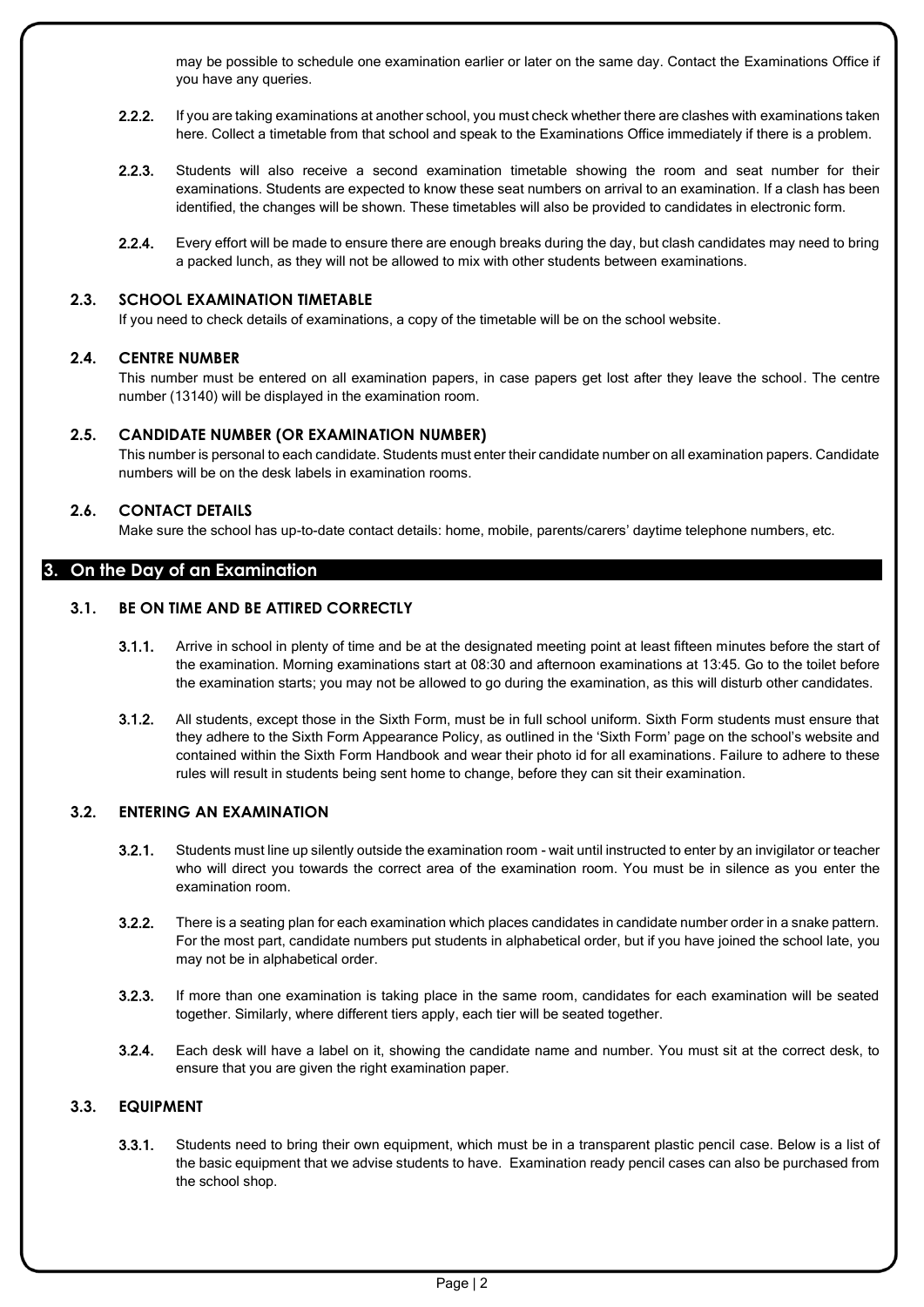may be possible to schedule one examination earlier or later on the same day. Contact the Examinations Office if you have any queries.

**2.2.2.** If you are taking examinations at another school, you must check whether there are clashes with examinations taken here. Collect a timetable from that school and speak to the Examinations Office immediately if there is a problem.

**2.2.3.** Students will also receive a second examination timetable showing the room and seat number for their examinations. Students are expected to know these seat numbers on arrival to an examination. If a clash has been identified, the changes will be shown. These timetables will also be provided to candidates in electronic form.

**2.2.4.** Every effort will be made to ensure there are enough breaks during the day, but clash candidates may need to bring a packed lunch, as they will not be allowed to mix with other students between examinations.

### 2.3. SCHOOL EXAMINATION TIMETABLE

If you need to check details of examinations, a copy of the timetable will be on the school website.

### 2.4. CENTRE NUMBER

This number must be entered on all examination papers, in case papers get lost after they leave the school. The centre number (13140) will be displayed in the examination room.

### 2.5. CANDIDATE NUMBER (OR EXAMINATION NUMBER)

This number is personal to each candidate. Students must enter their candidate number on all examination papers. Candidate numbers will be on the desk labels in examination rooms.

### 2.6. CONTACT DETAILS

Make sure the school has up-to-date contact details: home, mobile, parents/carers' daytime telephone numbers, etc.

## 3. On the Day of an Examination

### 3.1. BE ON TIME AND BE ATTIRED CORRECTLY

**3.1.1.** Arrive in school in plenty of time and be at the designated meeting point at least fifteen minutes before the start of the examination. Morning examinations start at 08:30 and afternoon examinations at 13:45. Go to the toilet before the examination starts; you may not be allowed to go during the examination, as this will disturb other candidates.

**3.1.2.** All students, except those in the Sixth Form, must be in full school uniform. Sixth Form students must ensure that they adhere to the Sixth Form Appearance Policy, as outlined in the 'Sixth Form' page on the school's website and contained within the Sixth Form Handbook and wear their photo id for all examinations. Failure to adhere to these rules will result in students being sent home to change, before they can sit their examination.

### 3.2. ENTERING AN EXAMINATION

**3.2.1.** Students must line up silently outside the examination room - wait until instructed to enter by an invigilator or teacher who will direct you towards the correct area of the examination room. You must be in silence as you enter the examination room.

**3.2.2.** There is a seating plan for each examination which places candidates in candidate number order in a snake pattern. For the most part, candidate numbers put students in alphabetical order, but if you have joined the school late, you may not be in alphabetical order.

**3.2.3.** If more than one examination is taking place in the same room, candidates for each examination will be seated together. Similarly, where different tiers apply, each tier will be seated together.

**3.2.4.** Each desk will have a label on it, showing the candidate name and number. You must sit at the correct desk, to ensure that you are given the right examination paper.

### 3.3. EQUIPMENT

**3.3.1.** Students need to bring their own equipment, which must be in a transparent plastic pencil case. Below is a list of the basic equipment that we advise students to have. Examination ready pencil cases can also be purchased from the school shop.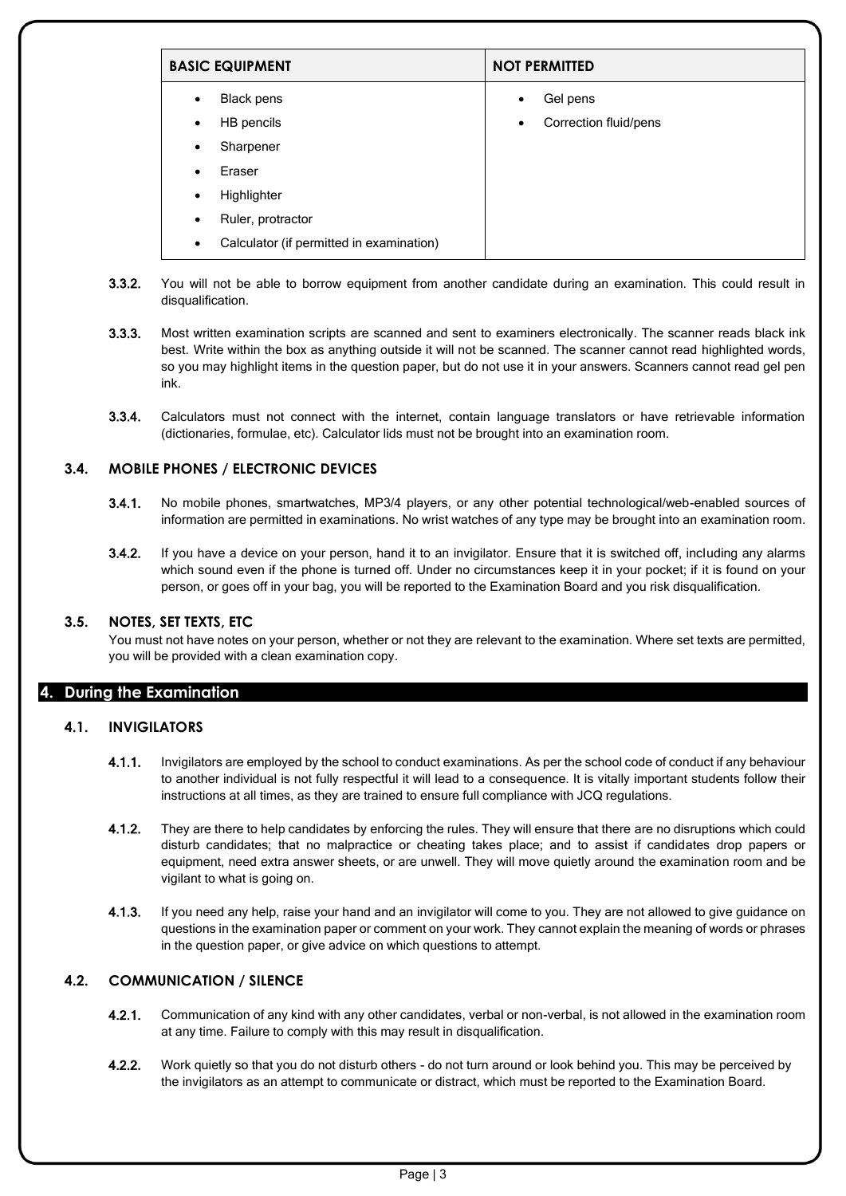| BASIC EQUIPMENT | NOT PERMITTED |
|---|---|
| • Black pens<br>• HB pencils<br>• Sharpener<br>• Eraser<br>• Highlighter<br>• Ruler, protractor<br>• Calculator (if permitted in examination) | • Gel pens<br>• Correction fluid/pens |

**3.3.2.** You will not be able to borrow equipment from another candidate during an examination. This could result in disqualification.

**3.3.3.** Most written examination scripts are scanned and sent to examiners electronically. The scanner reads black ink best. Write within the box as anything outside it will not be scanned. The scanner cannot read highlighted words, so you may highlight items in the question paper, but do not use it in your answers. Scanners cannot read gel pen ink.

**3.3.4.** Calculators must not connect with the internet, contain language translators or have retrievable information (dictionaries, formulae, etc). Calculator lids must not be brought into an examination room.

### 3.4. MOBILE PHONES / ELECTRONIC DEVICES

**3.4.1.** No mobile phones, smartwatches, MP3/4 players, or any other potential technological/web-enabled sources of information are permitted in examinations. No wrist watches of any type may be brought into an examination room.

**3.4.2.** If you have a device on your person, hand it to an invigilator. Ensure that it is switched off, including any alarms which sound even if the phone is turned off. Under no circumstances keep it in your pocket; if it is found on your person, or goes off in your bag, you will be reported to the Examination Board and you risk disqualification.

### 3.5. NOTES, SET TEXTS, ETC

You must not have notes on your person, whether or not they are relevant to the examination. Where set texts are permitted, you will be provided with a clean examination copy.

## 4. During the Examination

### 4.1. INVIGILATORS

**4.1.1.** Invigilators are employed by the school to conduct examinations. As per the school code of conduct if any behaviour to another individual is not fully respectful it will lead to a consequence. It is vitally important students follow their instructions at all times, as they are trained to ensure full compliance with JCQ regulations.

**4.1.2.** They are there to help candidates by enforcing the rules. They will ensure that there are no disruptions which could disturb candidates; that no malpractice or cheating takes place; and to assist if candidates drop papers or equipment, need extra answer sheets, or are unwell. They will move quietly around the examination room and be vigilant to what is going on.

**4.1.3.** If you need any help, raise your hand and an invigilator will come to you. They are not allowed to give guidance on questions in the examination paper or comment on your work. They cannot explain the meaning of words or phrases in the question paper, or give advice on which questions to attempt.

### 4.2. COMMUNICATION / SILENCE

**4.2.1.** Communication of any kind with any other candidates, verbal or non-verbal, is not allowed in the examination room at any time. Failure to comply with this may result in disqualification.

**4.2.2.** Work quietly so that you do not disturb others - do not turn around or look behind you. This may be perceived by the invigilators as an attempt to communicate or distract, which must be reported to the Examination Board.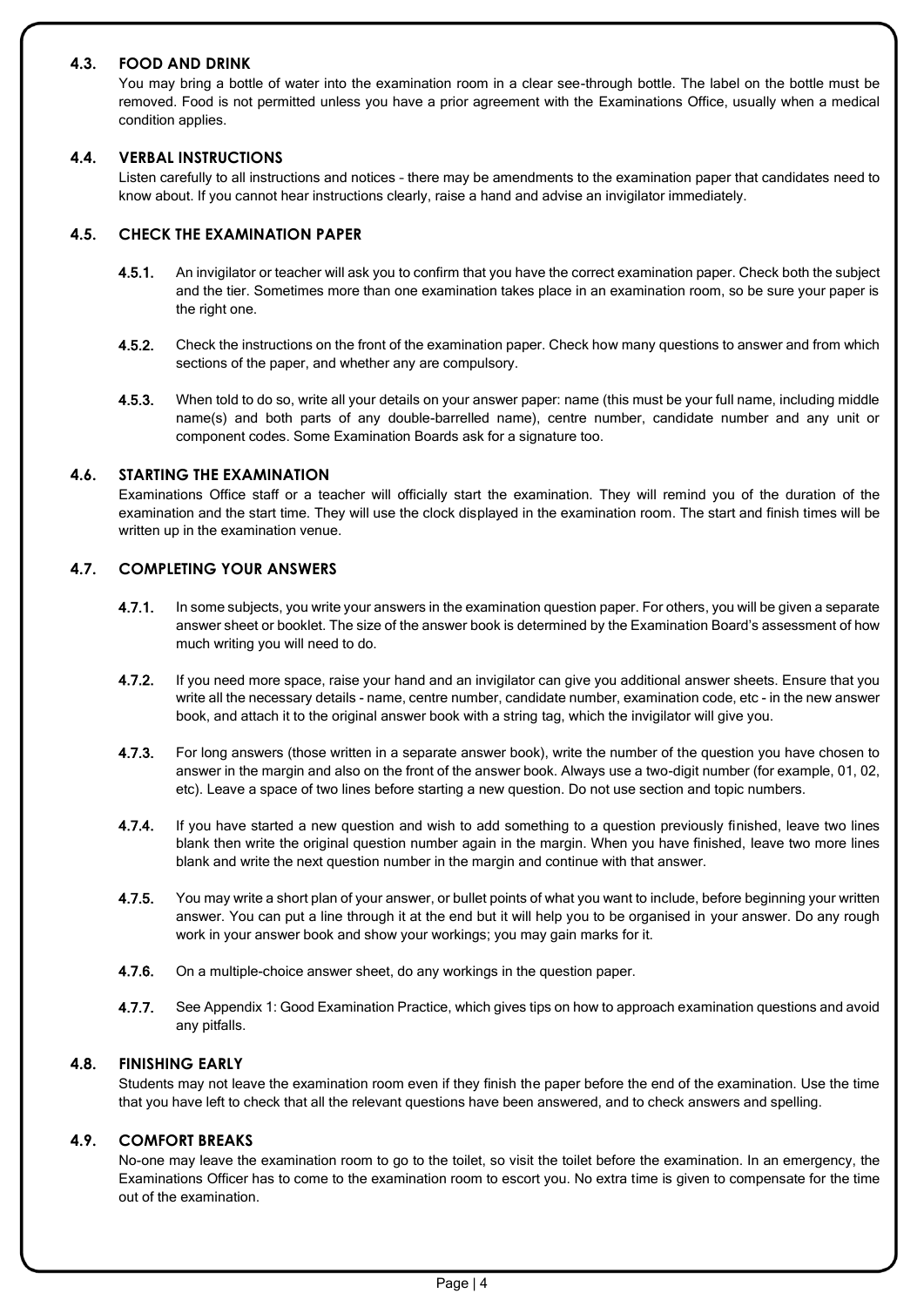### 4.3. FOOD AND DRINK

You may bring a bottle of water into the examination room in a clear see-through bottle. The label on the bottle must be removed. Food is not permitted unless you have a prior agreement with the Examinations Office, usually when a medical condition applies.

### 4.4. VERBAL INSTRUCTIONS

Listen carefully to all instructions and notices – there may be amendments to the examination paper that candidates need to know about. If you cannot hear instructions clearly, raise a hand and advise an invigilator immediately.

### 4.5. CHECK THE EXAMINATION PAPER

**4.5.1.** An invigilator or teacher will ask you to confirm that you have the correct examination paper. Check both the subject and the tier. Sometimes more than one examination takes place in an examination room, so be sure your paper is the right one.

**4.5.2.** Check the instructions on the front of the examination paper. Check how many questions to answer and from which sections of the paper, and whether any are compulsory.

**4.5.3.** When told to do so, write all your details on your answer paper: name (this must be your full name, including middle name(s) and both parts of any double-barrelled name), centre number, candidate number and any unit or component codes. Some Examination Boards ask for a signature too.

### 4.6. STARTING THE EXAMINATION

Examinations Office staff or a teacher will officially start the examination. They will remind you of the duration of the examination and the start time. They will use the clock displayed in the examination room. The start and finish times will be written up in the examination venue.

### 4.7. COMPLETING YOUR ANSWERS

**4.7.1.** In some subjects, you write your answers in the examination question paper. For others, you will be given a separate answer sheet or booklet. The size of the answer book is determined by the Examination Board's assessment of how much writing you will need to do.

**4.7.2.** If you need more space, raise your hand and an invigilator can give you additional answer sheets. Ensure that you write all the necessary details - name, centre number, candidate number, examination code, etc - in the new answer book, and attach it to the original answer book with a string tag, which the invigilator will give you.

**4.7.3.** For long answers (those written in a separate answer book), write the number of the question you have chosen to answer in the margin and also on the front of the answer book. Always use a two-digit number (for example, 01, 02, etc). Leave a space of two lines before starting a new question. Do not use section and topic numbers.

**4.7.4.** If you have started a new question and wish to add something to a question previously finished, leave two lines blank then write the original question number again in the margin. When you have finished, leave two more lines blank and write the next question number in the margin and continue with that answer.

**4.7.5.** You may write a short plan of your answer, or bullet points of what you want to include, before beginning your written answer. You can put a line through it at the end but it will help you to be organised in your answer. Do any rough work in your answer book and show your workings; you may gain marks for it.

**4.7.6.** On a multiple-choice answer sheet, do any workings in the question paper.

**4.7.7.** See Appendix 1: Good Examination Practice, which gives tips on how to approach examination questions and avoid any pitfalls.

### 4.8. FINISHING EARLY

Students may not leave the examination room even if they finish the paper before the end of the examination. Use the time that you have left to check that all the relevant questions have been answered, and to check answers and spelling.

### 4.9. COMFORT BREAKS

No-one may leave the examination room to go to the toilet, so visit the toilet before the examination. In an emergency, the Examinations Officer has to come to the examination room to escort you. No extra time is given to compensate for the time out of the examination.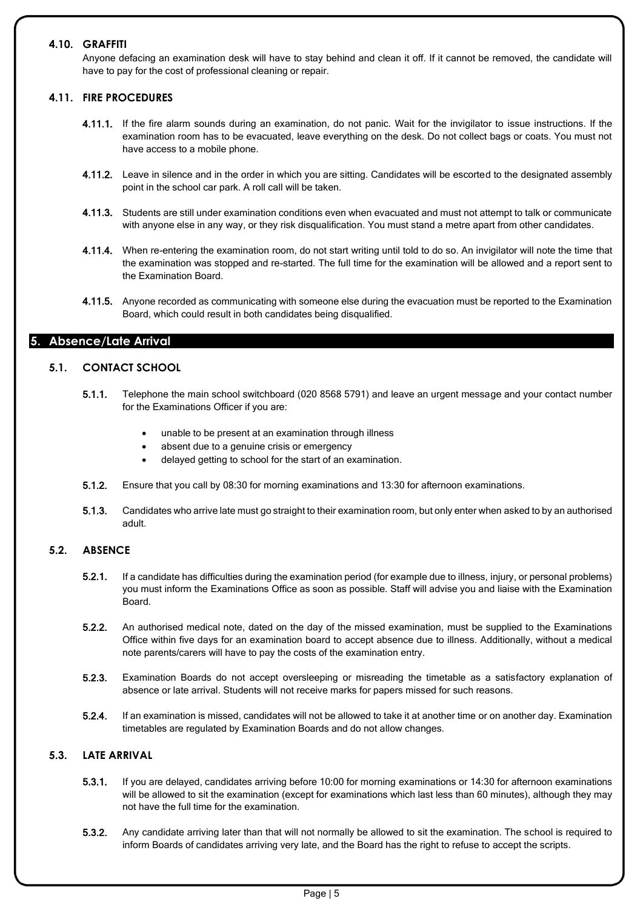### 4.10. GRAFFITI

Anyone defacing an examination desk will have to stay behind and clean it off. If it cannot be removed, the candidate will have to pay for the cost of professional cleaning or repair.

### 4.11. FIRE PROCEDURES

**4.11.1.** If the fire alarm sounds during an examination, do not panic. Wait for the invigilator to issue instructions. If the examination room has to be evacuated, leave everything on the desk. Do not collect bags or coats. You must not have access to a mobile phone.

**4.11.2.** Leave in silence and in the order in which you are sitting. Candidates will be escorted to the designated assembly point in the school car park. A roll call will be taken.

**4.11.3.** Students are still under examination conditions even when evacuated and must not attempt to talk or communicate with anyone else in any way, or they risk disqualification. You must stand a metre apart from other candidates.

**4.11.4.** When re-entering the examination room, do not start writing until told to do so. An invigilator will note the time that the examination was stopped and re-started. The full time for the examination will be allowed and a report sent to the Examination Board.

**4.11.5.** Anyone recorded as communicating with someone else during the evacuation must be reported to the Examination Board, which could result in both candidates being disqualified.

## 5. Absence/Late Arrival

### 5.1. CONTACT SCHOOL

**5.1.1.** Telephone the main school switchboard (020 8568 5791) and leave an urgent message and your contact number for the Examinations Officer if you are:

- unable to be present at an examination through illness
- absent due to a genuine crisis or emergency
- delayed getting to school for the start of an examination.

**5.1.2.** Ensure that you call by 08:30 for morning examinations and 13:30 for afternoon examinations.

**5.1.3.** Candidates who arrive late must go straight to their examination room, but only enter when asked to by an authorised adult.

### 5.2. ABSENCE

**5.2.1.** If a candidate has difficulties during the examination period (for example due to illness, injury, or personal problems) you must inform the Examinations Office as soon as possible. Staff will advise you and liaise with the Examination Board.

**5.2.2.** An authorised medical note, dated on the day of the missed examination, must be supplied to the Examinations Office within five days for an examination board to accept absence due to illness. Additionally, without a medical note parents/carers will have to pay the costs of the examination entry.

**5.2.3.** Examination Boards do not accept oversleeping or misreading the timetable as a satisfactory explanation of absence or late arrival. Students will not receive marks for papers missed for such reasons.

**5.2.4.** If an examination is missed, candidates will not be allowed to take it at another time or on another day. Examination timetables are regulated by Examination Boards and do not allow changes.

### 5.3. LATE ARRIVAL

**5.3.1.** If you are delayed, candidates arriving before 10:00 for morning examinations or 14:30 for afternoon examinations will be allowed to sit the examination (except for examinations which last less than 60 minutes), although they may not have the full time for the examination.

**5.3.2.** Any candidate arriving later than that will not normally be allowed to sit the examination. The school is required to inform Boards of candidates arriving very late, and the Board has the right to refuse to accept the scripts.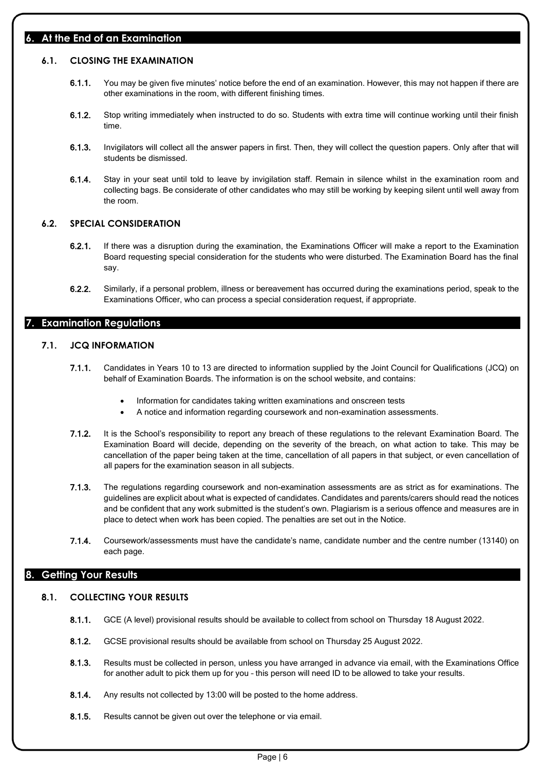## 6. At the End of an Examination

### 6.1. CLOSING THE EXAMINATION

**6.1.1.** You may be given five minutes' notice before the end of an examination. However, this may not happen if there are other examinations in the room, with different finishing times.

**6.1.2.** Stop writing immediately when instructed to do so. Students with extra time will continue working until their finish time.

**6.1.3.** Invigilators will collect all the answer papers in first. Then, they will collect the question papers. Only after that will students be dismissed.

**6.1.4.** Stay in your seat until told to leave by invigilation staff. Remain in silence whilst in the examination room and collecting bags. Be considerate of other candidates who may still be working by keeping silent until well away from the room.

### 6.2. SPECIAL CONSIDERATION

**6.2.1.** If there was a disruption during the examination, the Examinations Officer will make a report to the Examination Board requesting special consideration for the students who were disturbed. The Examination Board has the final say.

**6.2.2.** Similarly, if a personal problem, illness or bereavement has occurred during the examinations period, speak to the Examinations Officer, who can process a special consideration request, if appropriate.

## 7. Examination Regulations

### 7.1. JCQ INFORMATION

**7.1.1.** Candidates in Years 10 to 13 are directed to information supplied by the Joint Council for Qualifications (JCQ) on behalf of Examination Boards. The information is on the school website, and contains:

- Information for candidates taking written examinations and onscreen tests
- A notice and information regarding coursework and non-examination assessments.

**7.1.2.** It is the School's responsibility to report any breach of these regulations to the relevant Examination Board. The Examination Board will decide, depending on the severity of the breach, on what action to take. This may be cancellation of the paper being taken at the time, cancellation of all papers in that subject, or even cancellation of all papers for the examination season in all subjects.

**7.1.3.** The regulations regarding coursework and non-examination assessments are as strict as for examinations. The guidelines are explicit about what is expected of candidates. Candidates and parents/carers should read the notices and be confident that any work submitted is the student's own. Plagiarism is a serious offence and measures are in place to detect when work has been copied. The penalties are set out in the Notice.

**7.1.4.** Coursework/assessments must have the candidate's name, candidate number and the centre number (13140) on each page.

## 8. Getting Your Results

### 8.1. COLLECTING YOUR RESULTS

**8.1.1.** GCE (A level) provisional results should be available to collect from school on Thursday 18 August 2022.

**8.1.2.** GCSE provisional results should be available from school on Thursday 25 August 2022.

**8.1.3.** Results must be collected in person, unless you have arranged in advance via email, with the Examinations Office for another adult to pick them up for you – this person will need ID to be allowed to take your results.

**8.1.4.** Any results not collected by 13:00 will be posted to the home address.

**8.1.5.** Results cannot be given out over the telephone or via email.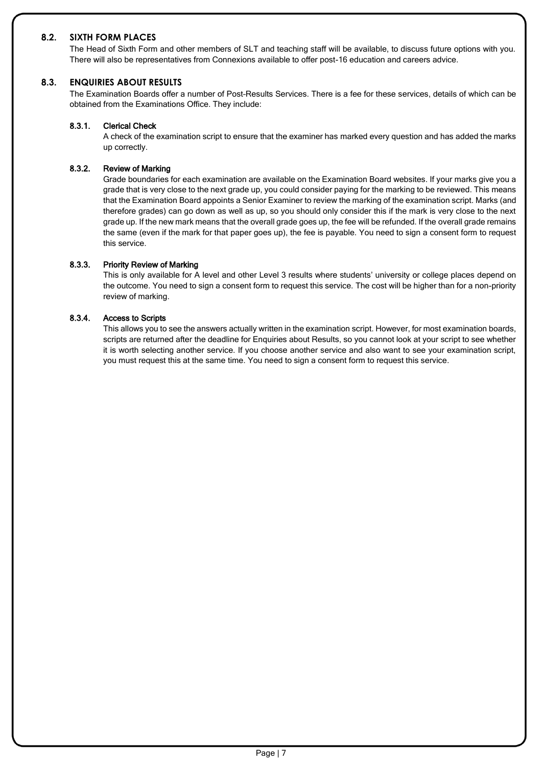## 8.2. SIXTH FORM PLACES

The Head of Sixth Form and other members of SLT and teaching staff will be available, to discuss future options with you. There will also be representatives from Connexions available to offer post-16 education and careers advice.

## 8.3. ENQUIRIES ABOUT RESULTS

The Examination Boards offer a number of Post-Results Services. There is a fee for these services, details of which can be obtained from the Examinations Office. They include:

### 8.3.1. Clerical Check

A check of the examination script to ensure that the examiner has marked every question and has added the marks up correctly.

### 8.3.2. Review of Marking

Grade boundaries for each examination are available on the Examination Board websites. If your marks give you a grade that is very close to the next grade up, you could consider paying for the marking to be reviewed. This means that the Examination Board appoints a Senior Examiner to review the marking of the examination script. Marks (and therefore grades) can go down as well as up, so you should only consider this if the mark is very close to the next grade up. If the new mark means that the overall grade goes up, the fee will be refunded. If the overall grade remains the same (even if the mark for that paper goes up), the fee is payable. You need to sign a consent form to request this service.

### 8.3.3. Priority Review of Marking

This is only available for A level and other Level 3 results where students' university or college places depend on the outcome. You need to sign a consent form to request this service. The cost will be higher than for a non-priority review of marking.

### 8.3.4. Access to Scripts

This allows you to see the answers actually written in the examination script. However, for most examination boards, scripts are returned after the deadline for Enquiries about Results, so you cannot look at your script to see whether it is worth selecting another service. If you choose another service and also want to see your examination script, you must request this at the same time. You need to sign a consent form to request this service.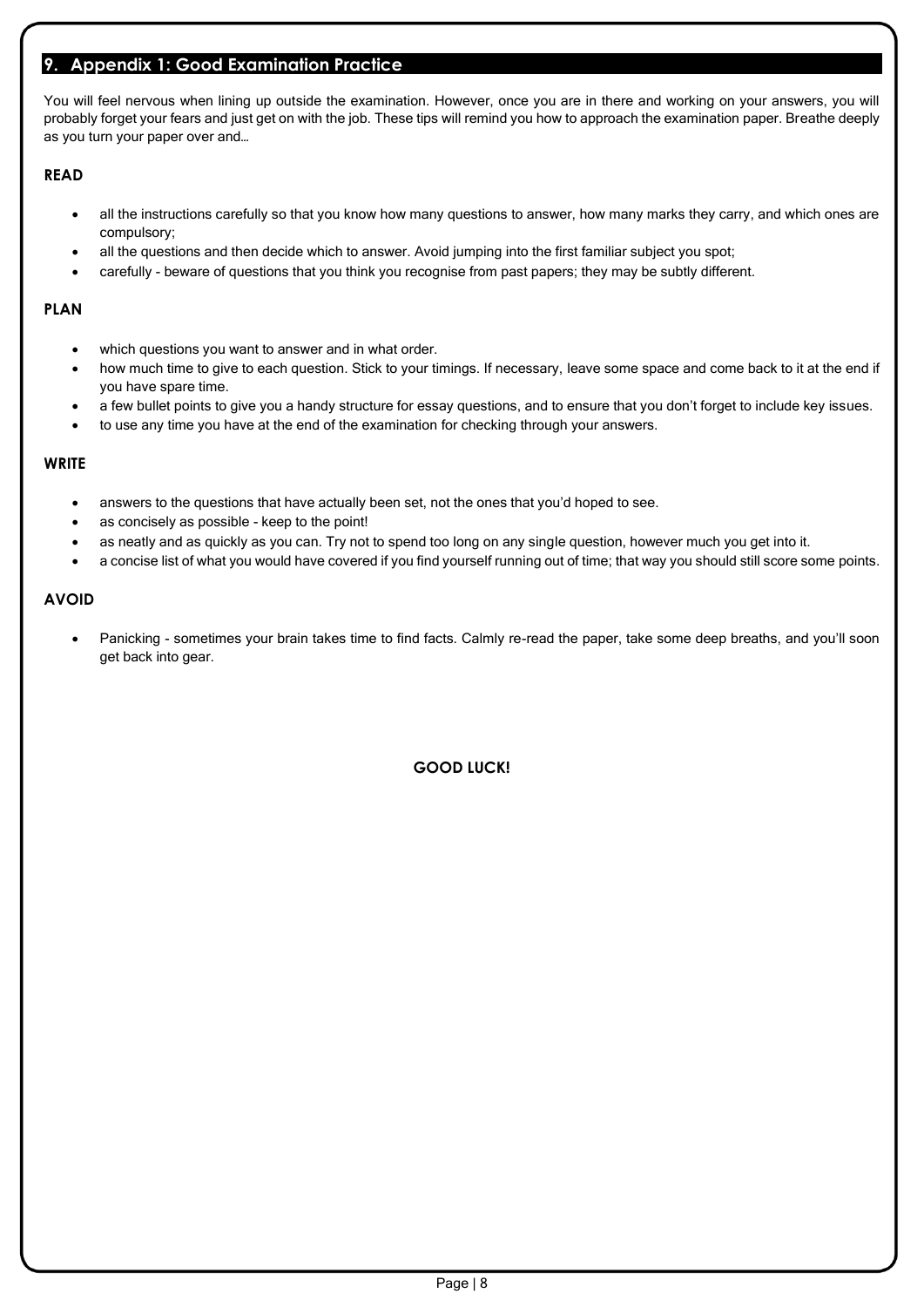## 9. Appendix 1: Good Examination Practice

You will feel nervous when lining up outside the examination. However, once you are in there and working on your answers, you will probably forget your fears and just get on with the job. These tips will remind you how to approach the examination paper. Breathe deeply as you turn your paper over and…

### READ

- all the instructions carefully so that you know how many questions to answer, how many marks they carry, and which ones are compulsory;
- all the questions and then decide which to answer. Avoid jumping into the first familiar subject you spot;
- carefully - beware of questions that you think you recognise from past papers; they may be subtly different.

### PLAN

- which questions you want to answer and in what order.
- how much time to give to each question. Stick to your timings. If necessary, leave some space and come back to it at the end if you have spare time.
- a few bullet points to give you a handy structure for essay questions, and to ensure that you don't forget to include key issues.
- to use any time you have at the end of the examination for checking through your answers.

### WRITE

- answers to the questions that have actually been set, not the ones that you'd hoped to see.
- as concisely as possible - keep to the point!
- as neatly and as quickly as you can. Try not to spend too long on any single question, however much you get into it.
- a concise list of what you would have covered if you find yourself running out of time; that way you should still score some points.

### AVOID

- Panicking - sometimes your brain takes time to find facts. Calmly re-read the paper, take some deep breaths, and you'll soon get back into gear.

**GOOD LUCK!**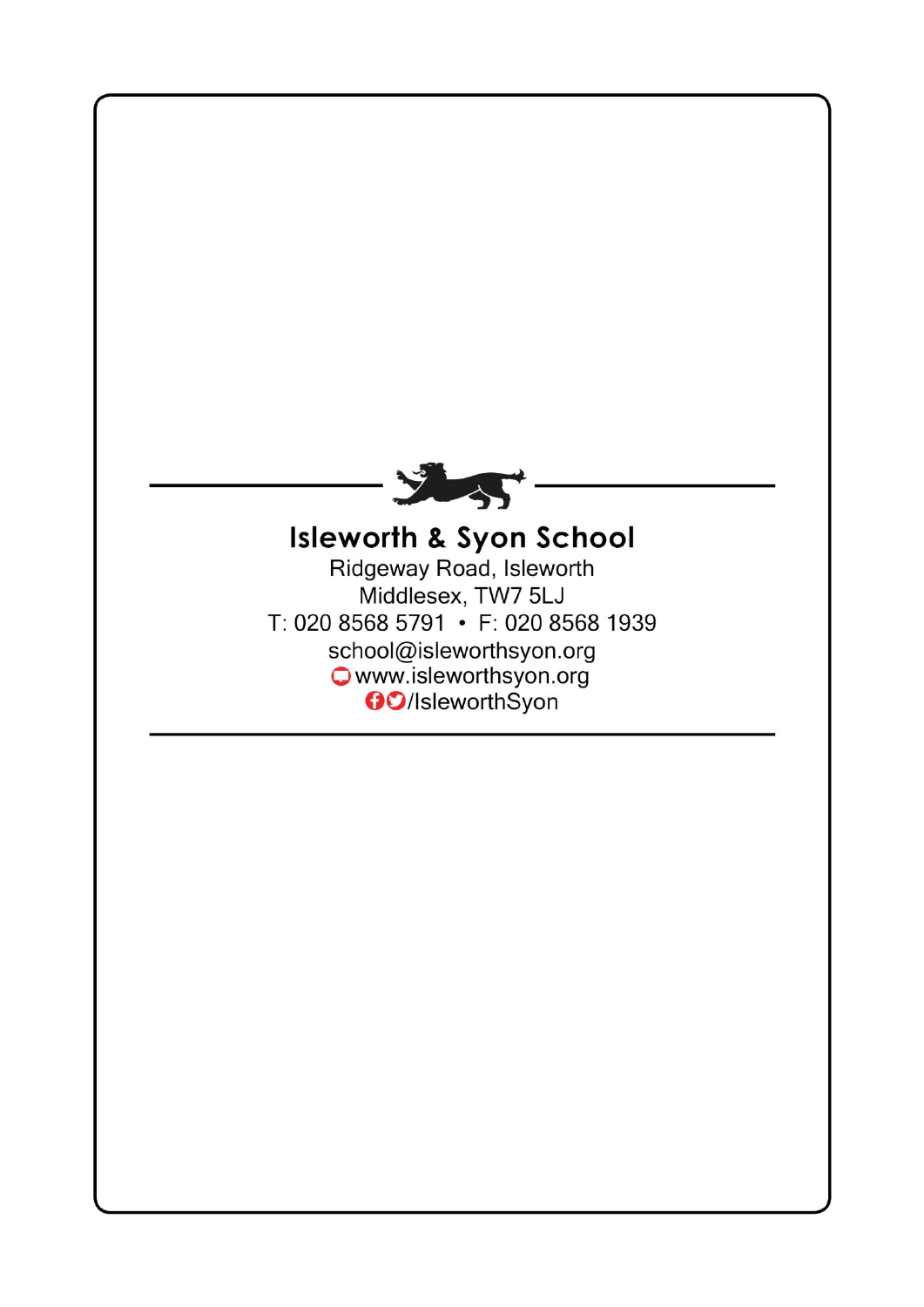**Isleworth & Syon School**

Ridgeway Road, Isleworth
Middlesex, TW7 5LJ
T: 020 8568 5791 • F: 020 8568 1939
school@isleworthsyon.org
www.isleworthsyon.org
/IsleworthSyon